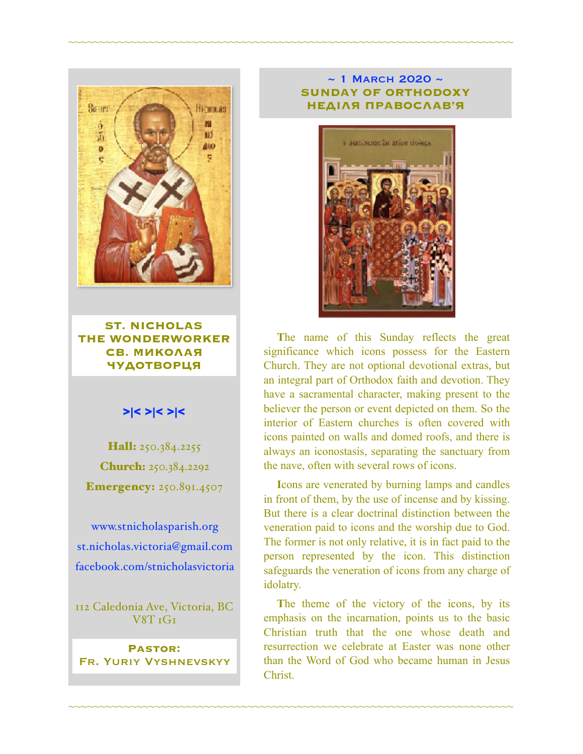**ST. NICHOLAS THE WONDERWORKER**
**СВ. МИКОЛАЯ ЧУДОТВОРЦЯ**

>|< >|< >|<

**Hall:** 250.384.2255

**Church:** 250.384.2292

**Emergency:** 250.891.4507

www.stnicholasparish.org

st.nicholas.victoria@gmail.com

facebook.com/stnicholasvictoria

112 Caledonia Ave, Victoria, BC V8T 1G1

**Pastor:**
**Fr. Yuriy Vyshnevskyy**

## ~ 1 March 2020 ~
## SUNDAY OF ORTHODOXY
## НЕДІЛЯ ПРАВОСЛАВ'Я

**T**he name of this Sunday reflects the great significance which icons possess for the Eastern Church. They are not optional devotional extras, but an integral part of Orthodox faith and devotion. They have a sacramental character, making present to the believer the person or event depicted on them. So the interior of Eastern churches is often covered with icons painted on walls and domed roofs, and there is always an iconostasis, separating the sanctuary from the nave, often with several rows of icons.

**I**cons are venerated by burning lamps and candles in front of them, by the use of incense and by kissing. But there is a clear doctrinal distinction between the veneration paid to icons and the worship due to God. The former is not only relative, it is in fact paid to the person represented by the icon. This distinction safeguards the veneration of icons from any charge of idolatry.

**T**he theme of the victory of the icons, by its emphasis on the incarnation, points us to the basic Christian truth that the one whose death and resurrection we celebrate at Easter was none other than the Word of God who became human in Jesus Christ.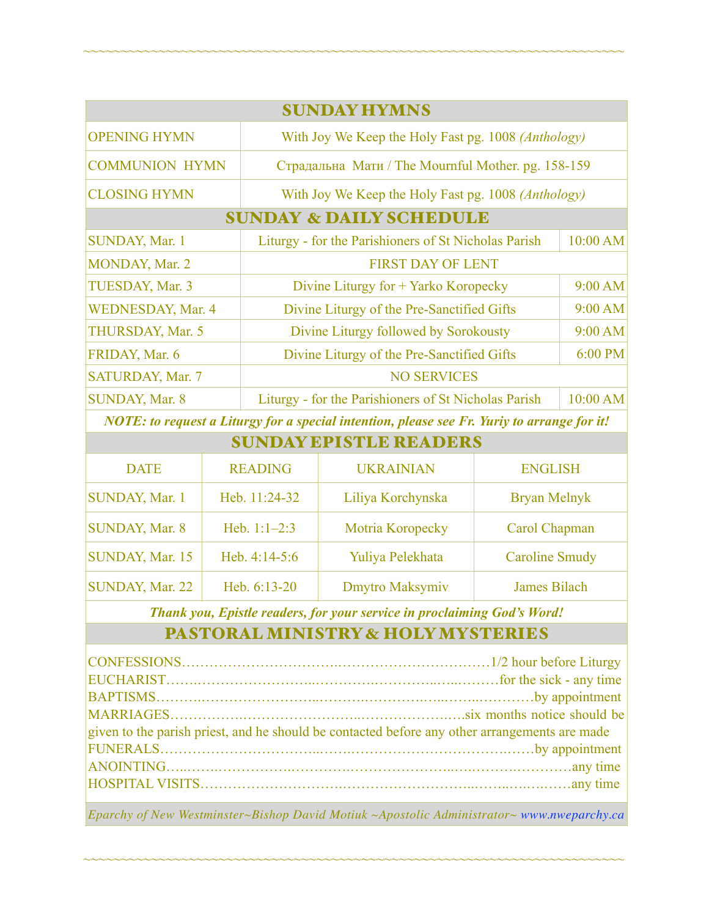## SUNDAY HYMNS

| | |
|---|---|
| OPENING HYMN | With Joy We Keep the Holy Fast pg. 1008 *(Anthology)* |
| COMMUNION HYMN | Страдальна Мати / The Mournful Mother. pg. 158-159 |
| CLOSING HYMN | With Joy We Keep the Holy Fast pg. 1008 *(Anthology)* |

## SUNDAY & DAILY SCHEDULE

| | | |
|---|---|---|
| SUNDAY, Mar. 1 | Liturgy - for the Parishioners of St Nicholas Parish | 10:00 AM |
| MONDAY, Mar. 2 | FIRST DAY OF LENT | |
| TUESDAY, Mar. 3 | Divine Liturgy for + Yarko Koropecky | 9:00 AM |
| WEDNESDAY, Mar. 4 | Divine Liturgy of the Pre-Sanctified Gifts | 9:00 AM |
| THURSDAY, Mar. 5 | Divine Liturgy followed by Sorokousty | 9:00 AM |
| FRIDAY, Mar. 6 | Divine Liturgy of the Pre-Sanctified Gifts | 6:00 PM |
| SATURDAY, Mar. 7 | NO SERVICES | |
| SUNDAY, Mar. 8 | Liturgy - for the Parishioners of St Nicholas Parish | 10:00 AM |

***NOTE: to request a Liturgy for a special intention, please see Fr. Yuriy to arrange for it!***

## SUNDAY EPISTLE READERS

| DATE | READING | UKRAINIAN | ENGLISH |
|---|---|---|---|
| SUNDAY, Mar. 1 | Heb. 11:24-32 | Liliya Korchynska | Bryan Melnyk |
| SUNDAY, Mar. 8 | Heb. 1:1–2:3 | Motria Koropecky | Carol Chapman |
| SUNDAY, Mar. 15 | Heb. 4:14-5:6 | Yuliya Pelekhata | Caroline Smudy |
| SUNDAY, Mar. 22 | Heb. 6:13-20 | Dmytro Maksymiv | James Bilach |

***Thank you, Epistle readers, for your service in proclaiming God's Word!***

## PASTORAL MINISTRY & HOLY MYSTERIES

CONFESSIONS……………………………..……………………………1/2 hour before Liturgy
EUCHARIST……..……………………...………….…………..…..………for the sick - any time
BAPTISMS……….……………………...……….…………….…..……..…………by appointment
MARRIAGES…………….…………………….....…………………..…six months notice should be given to the parish priest, and he should be contacted before any other arrangements are made
FUNERALS……………………………..……..…………………………….……by appointment
ANOINTING…..…….……………..……….………………….....…..……….…………any time
HOSPITAL VISITS……………………….……………………...……..…….…..……any time

*Eparchy of New Westminster~Bishop David Motiuk ~Apostolic Administrator~ www.nweparchy.ca*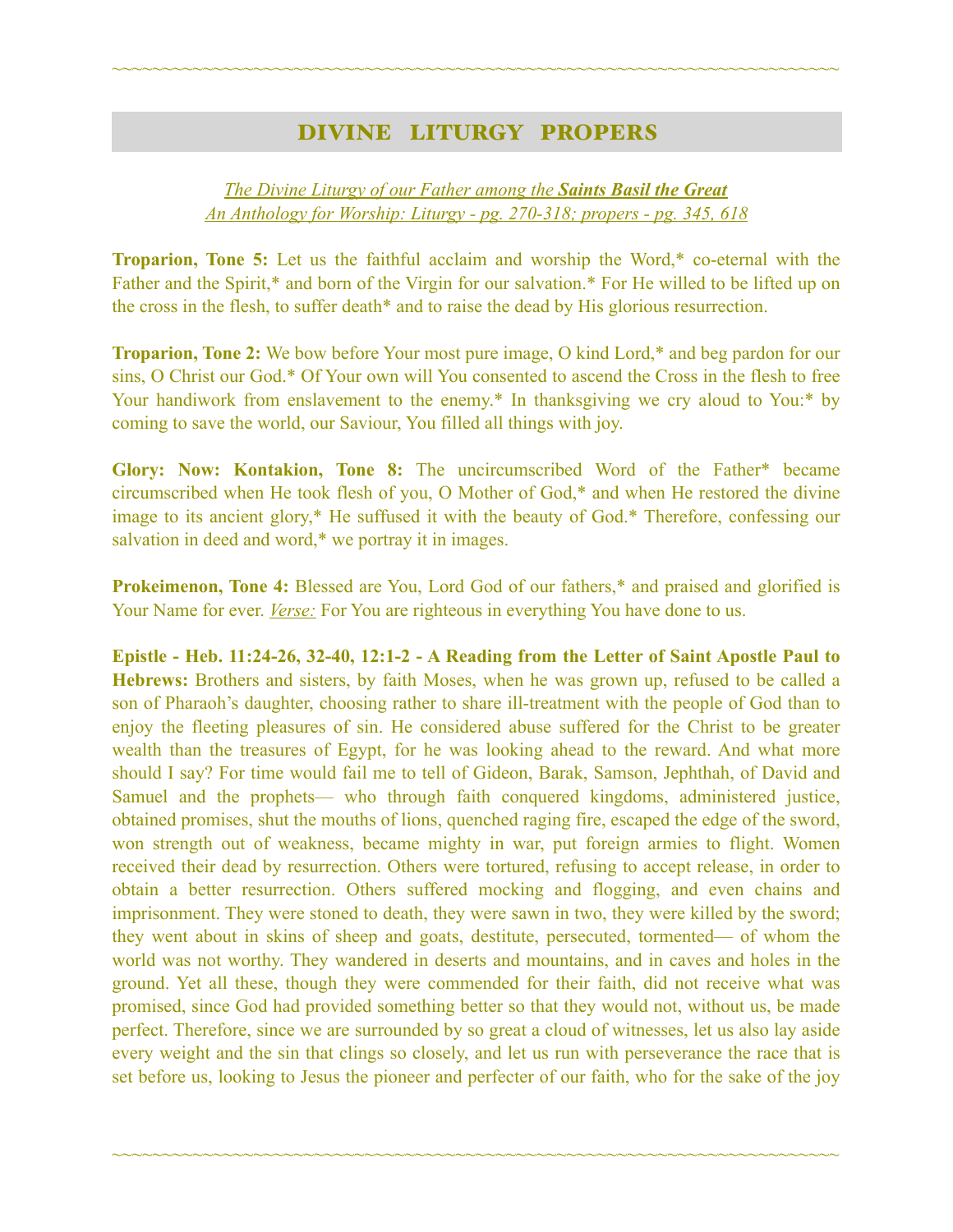## DIVINE LITURGY PROPERS

*The Divine Liturgy of our Father among the* ***Saints Basil the Great***
*An Anthology for Worship: Liturgy - pg. 270-318; propers - pg. 345, 618*

**Troparion, Tone 5:** Let us the faithful acclaim and worship the Word,* co-eternal with the Father and the Spirit,* and born of the Virgin for our salvation.* For He willed to be lifted up on the cross in the flesh, to suffer death* and to raise the dead by His glorious resurrection.

**Troparion, Tone 2:** We bow before Your most pure image, O kind Lord,* and beg pardon for our sins, O Christ our God.* Of Your own will You consented to ascend the Cross in the flesh to free Your handiwork from enslavement to the enemy.* In thanksgiving we cry aloud to You:* by coming to save the world, our Saviour, You filled all things with joy.

**Glory: Now: Kontakion, Tone 8:** The uncircumscribed Word of the Father* became circumscribed when He took flesh of you, O Mother of God,* and when He restored the divine image to its ancient glory,* He suffused it with the beauty of God.* Therefore, confessing our salvation in deed and word,* we portray it in images.

**Prokeimenon, Tone 4:** Blessed are You, Lord God of our fathers,* and praised and glorified is Your Name for ever. *Verse:* For You are righteous in everything You have done to us.

**Epistle - Heb. 11:24-26, 32-40, 12:1-2 - A Reading from the Letter of Saint Apostle Paul to Hebrews:** Brothers and sisters, by faith Moses, when he was grown up, refused to be called a son of Pharaoh's daughter, choosing rather to share ill-treatment with the people of God than to enjoy the fleeting pleasures of sin. He considered abuse suffered for the Christ to be greater wealth than the treasures of Egypt, for he was looking ahead to the reward. And what more should I say? For time would fail me to tell of Gideon, Barak, Samson, Jephthah, of David and Samuel and the prophets— who through faith conquered kingdoms, administered justice, obtained promises, shut the mouths of lions, quenched raging fire, escaped the edge of the sword, won strength out of weakness, became mighty in war, put foreign armies to flight. Women received their dead by resurrection. Others were tortured, refusing to accept release, in order to obtain a better resurrection. Others suffered mocking and flogging, and even chains and imprisonment. They were stoned to death, they were sawn in two, they were killed by the sword; they went about in skins of sheep and goats, destitute, persecuted, tormented— of whom the world was not worthy. They wandered in deserts and mountains, and in caves and holes in the ground. Yet all these, though they were commended for their faith, did not receive what was promised, since God had provided something better so that they would not, without us, be made perfect. Therefore, since we are surrounded by so great a cloud of witnesses, let us also lay aside every weight and the sin that clings so closely, and let us run with perseverance the race that is set before us, looking to Jesus the pioneer and perfecter of our faith, who for the sake of the joy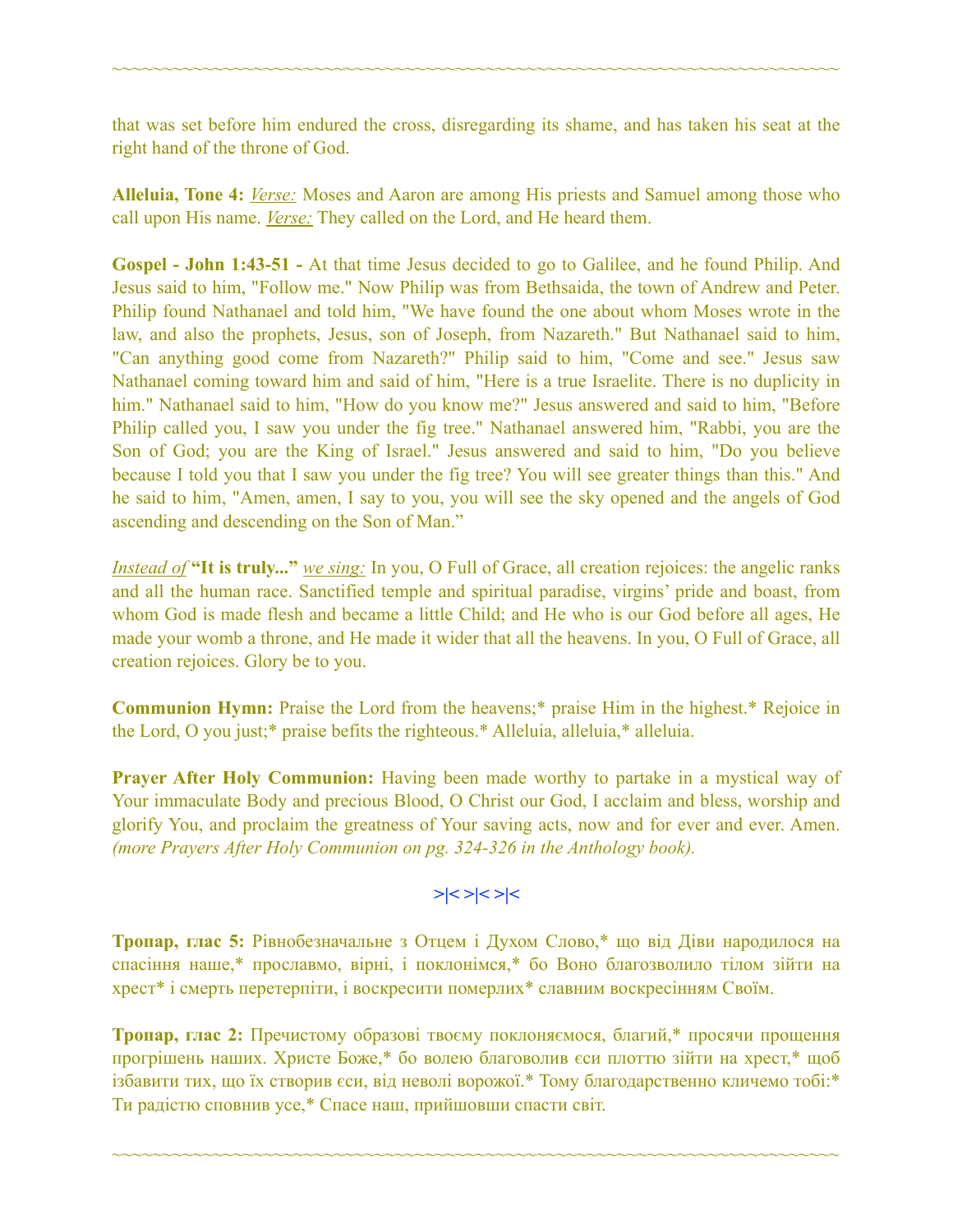~~~~~~~~~~~~~~~~~~~~~~~~~~~~~~~~~~~~~~~~~~~~~~~~~~~~~~~~~~~~~~~~~~~~~~~~

that was set before him endured the cross, disregarding its shame, and has taken his seat at the right hand of the throne of God.

**Alleluia, Tone 4:** _Verse:_ Moses and Aaron are among His priests and Samuel among those who call upon His name. _Verse:_ They called on the Lord, and He heard them.

**Gospel - John 1:43-51 -** At that time Jesus decided to go to Galilee, and he found Philip. And Jesus said to him, "Follow me." Now Philip was from Bethsaida, the town of Andrew and Peter. Philip found Nathanael and told him, "We have found the one about whom Moses wrote in the law, and also the prophets, Jesus, son of Joseph, from Nazareth." But Nathanael said to him, "Can anything good come from Nazareth?" Philip said to him, "Come and see." Jesus saw Nathanael coming toward him and said of him, "Here is a true Israelite. There is no duplicity in him." Nathanael said to him, "How do you know me?" Jesus answered and said to him, "Before Philip called you, I saw you under the fig tree." Nathanael answered him, "Rabbi, you are the Son of God; you are the King of Israel." Jesus answered and said to him, "Do you believe because I told you that I saw you under the fig tree? You will see greater things than this." And he said to him, "Amen, amen, I say to you, you will see the sky opened and the angels of God ascending and descending on the Son of Man."

_Instead of_ **"It is truly..."** _we sing:_ In you, O Full of Grace, all creation rejoices: the angelic ranks and all the human race. Sanctified temple and spiritual paradise, virgins' pride and boast, from whom God is made flesh and became a little Child; and He who is our God before all ages, He made your womb a throne, and He made it wider that all the heavens. In you, O Full of Grace, all creation rejoices. Glory be to you.

**Communion Hymn:** Praise the Lord from the heavens;* praise Him in the highest.* Rejoice in the Lord, O you just;* praise befits the righteous.* Alleluia, alleluia,* alleluia.

**Prayer After Holy Communion:** Having been made worthy to partake in a mystical way of Your immaculate Body and precious Blood, O Christ our God, I acclaim and bless, worship and glorify You, and proclaim the greatness of Your saving acts, now and for ever and ever. Amen. *(more Prayers After Holy Communion on pg. 324-326 in the Anthology book).*

>|< >|< >|<

**Тропар, глас 5:** Рівнобезначальне з Отцем і Духом Слово,* що від Діви народилося на спасіння наше,* прославмо, вірні, і поклонімся,* бо Воно благозволило тілом зійти на хрест* і смерть перетерпіти, і воскресити померлих* славним воскресінням Своїм.

**Тропар, глас 2:** Пречистому образові твоєму поклоняємося, благий,* просячи прощення прогрішень наших. Христе Боже,* бо волею благоволив єси плоттю зійти на хрест,* щоб ізбавити тих, що їх створив єси, від неволі ворожої.* Тому благодарственно кличемо тобі:* Ти радістю сповнив усе,* Спасе наш, прийшовши спасти світ.

~~~~~~~~~~~~~~~~~~~~~~~~~~~~~~~~~~~~~~~~~~~~~~~~~~~~~~~~~~~~~~~~~~~~~~~~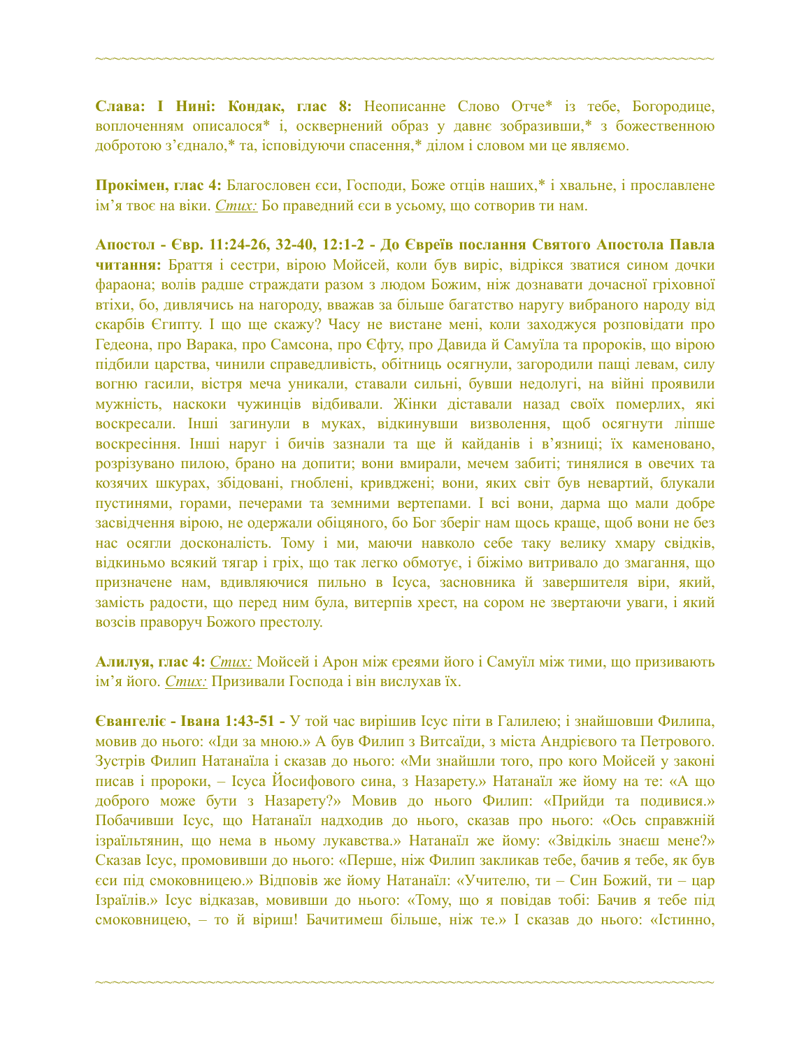**Слава: І Нині: Кондак, глас 8:** Неописанне Слово Отче* із тебе, Богородице, воплоченням описалося* і, осквернений образ у давнє зобразивши,* з божественною добротою з'єднало,* та, ісповідуючи спасення,* ділом і словом ми це являємо.

**Прокімен, глас 4:** Благословен єси, Господи, Боже отців наших,* і хвальне, і прославлене ім'я твоє на віки. *Стих:* Бо праведний єси в усьому, що сотворив ти нам.

**Апостол - Євр. 11:24-26, 32-40, 12:1-2 - До Євреїв послання Святого Апостола Павла читання:** Браття і сестри, вірою Мойсей, коли був виріс, відрікся зватися сином дочки фараона; волів радше страждати разом з людом Божим, ніж дознавати дочасної гріховної втіхи, бо, дивлячись на нагороду, вважав за більше багатство наругу вибраного народу від скарбів Єгипту. І що ще скажу? Часу не вистане мені, коли заходжуся розповідати про Гедеона, про Варака, про Самсона, про Єфту, про Давида й Самуїла та пророків, що вірою підбили царства, чинили справедливість, обітниць осягнули, загородили пащі левам, силу вогню гасили, вістря меча уникали, ставали сильні, бувши недолугі, на війні проявили мужність, наскоки чужинців відбивали. Жінки діставали назад своїх померлих, які воскресали. Інші загинули в муках, відкинувши визволення, щоб осягнути ліпше воскресіння. Інші наруг і бичів зазнали та ще й кайданів і в'язниці; їх каменовано, розрізувано пилою, брано на допити; вони вмирали, мечем забиті; тинялися в овечих та козячих шкурах, збідовані, гноблені, кривджені; вони, яких світ був невартий, блукали пустинями, горами, печерами та земними вертепами. І всі вони, дарма що мали добре засвідчення вірою, не одержали обіцяного, бо Бог зберіг нам щось краще, щоб вони не без нас осягли досконалість. Тому і ми, маючи навколо себе таку велику хмару свідків, відкиньмо всякий тягар і гріх, що так легко обмотує, і біжімо витривало до змагання, що призначене нам, вдивляючися пильно в Ісуса, засновника й завершителя віри, який, замість радости, що перед ним була, витерпів хрест, на сором не звертаючи уваги, і який возсів праворуч Божого престолу.

**Алилуя, глас 4:** *Стих:* Мойсей і Арон між єреями його і Самуїл між тими, що призивають ім'я його. *Стих:* Призивали Господа і він вислухав їх.

**Євангеліє - Івана 1:43-51 -** У той час вирішив Ісус піти в Галилею; і знайшовши Филипа, мовив до нього: «Іди за мною.» А був Филип з Витсаїди, з міста Андрієвого та Петрового. Зустрів Филип Натанаїла і сказав до нього: «Ми знайшли того, про кого Мойсей у законі писав і пророки, – Ісуса Йосифового сина, з Назарету.» Натанаїл же йому на те: «А що доброго може бути з Назарету?» Мовив до нього Филип: «Прийди та подивися.» Побачивши Ісус, що Натанаїл надходив до нього, сказав про нього: «Ось справжній ізраїльтянин, що нема в ньому лукавства.» Натанаїл же йому: «Звідкіль знаєш мене?» Сказав Ісус, промовивши до нього: «Перше, ніж Филип закликав тебе, бачив я тебе, як був єси під смоковницею.» Відповів же йому Натанаїл: «Учителю, ти – Син Божий, ти – цар Ізраїлів.» Ісус відказав, мовивши до нього: «Тому, що я повідав тобі: Бачив я тебе під смоковницею, – то й віриш! Бачитимеш більше, ніж те.» І сказав до нього: «Істинно,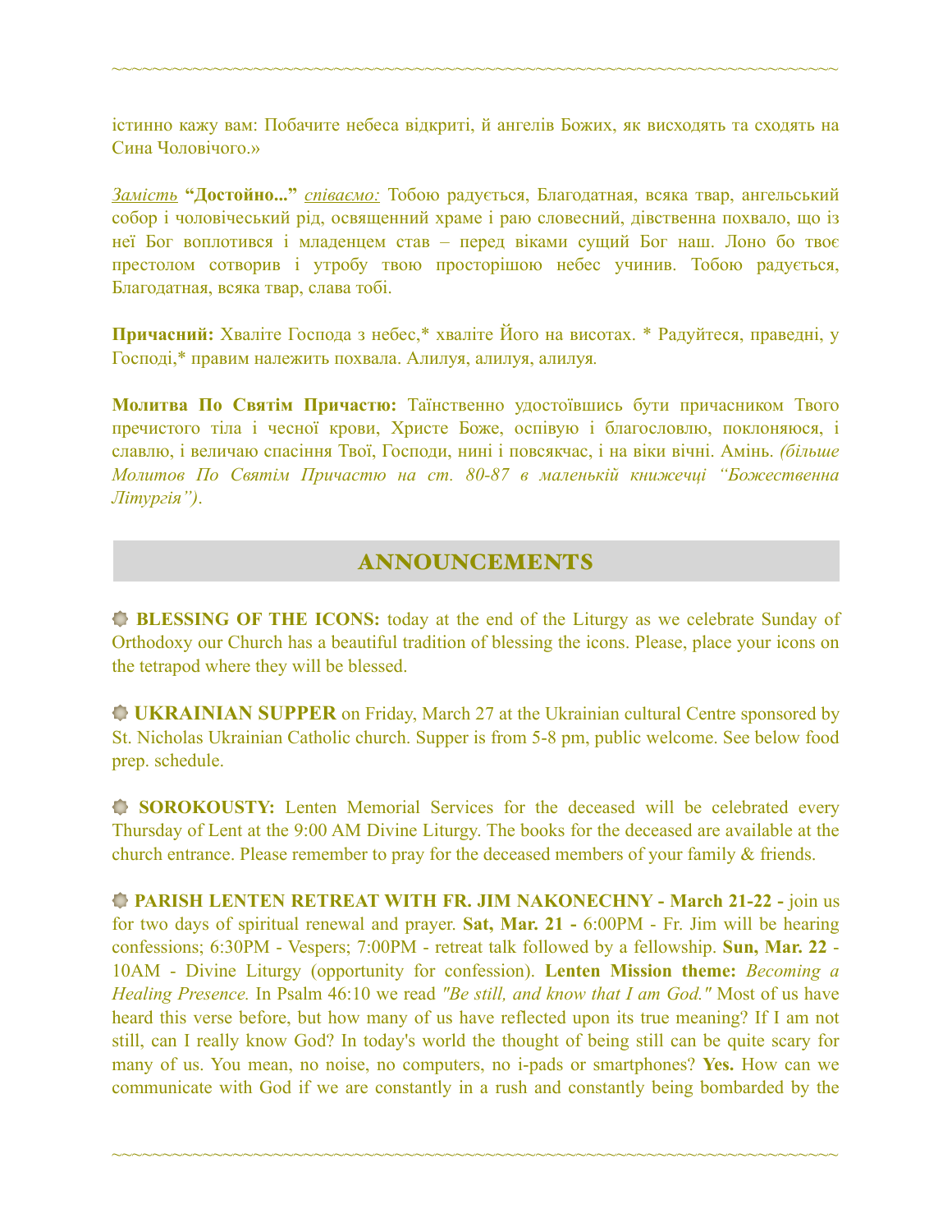істинно кажу вам: Побачите небеса відкриті, й ангелів Божих, як висходять та сходять на Сина Чоловічого.»

*Замість* **"Достойно..."** *співаємо:* Тобою радується, Благодатная, всяка твар, ангельський собор і чоловічеський рід, освященний храме і раю словесний, дівственна похвало, що із неї Бог воплотився і младенцем став – перед віками сущий Бог наш. Лоно бо твоє престолом сотворив і утробу твою просторішою небес учинив. Тобою радується, Благодатная, всяка твар, слава тобі.

**Причасний:** Хваліте Господа з небес,* хваліте Його на висотах. * Радуйтеся, праведні, у Господі,* правим належить похвала. Алилуя, алилуя, алилуя.

**Молитва По Святім Причастю:** Таїнственно удостоївшись бути причасником Твого пречистого тіла і чесної крови, Христе Боже, оспівую і благословлю, поклоняюся, і славлю, і величаю спасіння Твої, Господи, нині і повсякчас, і на віки вічні. Амінь. *(більше Молитов По Святім Причастю на ст. 80-87 в маленькій книжечці "Божественна Літургія")*.

## ANNOUNCEMENTS

**BLESSING OF THE ICONS:** today at the end of the Liturgy as we celebrate Sunday of Orthodoxy our Church has a beautiful tradition of blessing the icons. Please, place your icons on the tetrapod where they will be blessed.

**UKRAINIAN SUPPER** on Friday, March 27 at the Ukrainian cultural Centre sponsored by St. Nicholas Ukrainian Catholic church. Supper is from 5-8 pm, public welcome. See below food prep. schedule.

**SOROKOUSTY:** Lenten Memorial Services for the deceased will be celebrated every Thursday of Lent at the 9:00 AM Divine Liturgy. The books for the deceased are available at the church entrance. Please remember to pray for the deceased members of your family & friends.

**PARISH LENTEN RETREAT WITH FR. JIM NAKONECHNY - March 21-22 -** join us for two days of spiritual renewal and prayer. **Sat, Mar. 21 -** 6:00PM - Fr. Jim will be hearing confessions; 6:30PM - Vespers; 7:00PM - retreat talk followed by a fellowship. **Sun, Mar. 22** - 10AM - Divine Liturgy (opportunity for confession). **Lenten Mission theme:** *Becoming a Healing Presence.* In Psalm 46:10 we read *"Be still, and know that I am God."* Most of us have heard this verse before, but how many of us have reflected upon its true meaning? If I am not still, can I really know God? In today's world the thought of being still can be quite scary for many of us. You mean, no noise, no computers, no i-pads or smartphones? **Yes.** How can we communicate with God if we are constantly in a rush and constantly being bombarded by the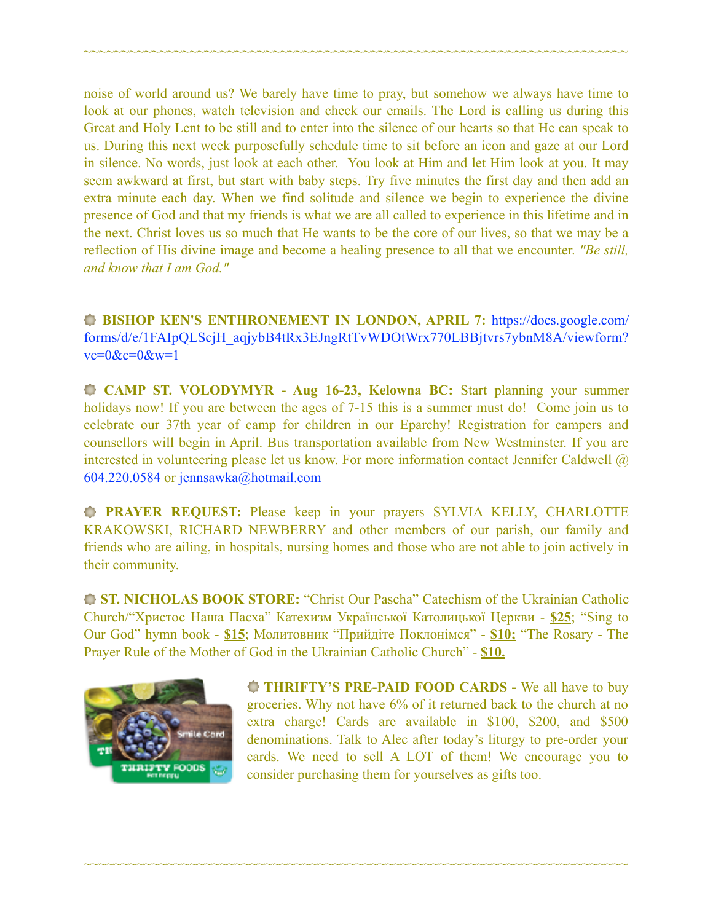noise of world around us? We barely have time to pray, but somehow we always have time to look at our phones, watch television and check our emails. The Lord is calling us during this Great and Holy Lent to be still and to enter into the silence of our hearts so that He can speak to us. During this next week purposefully schedule time to sit before an icon and gaze at our Lord in silence. No words, just look at each other. You look at Him and let Him look at you. It may seem awkward at first, but start with baby steps. Try five minutes the first day and then add an extra minute each day. When we find solitude and silence we begin to experience the divine presence of God and that my friends is what we are all called to experience in this lifetime and in the next. Christ loves us so much that He wants to be the core of our lives, so that we may be a reflection of His divine image and become a healing presence to all that we encounter. *"Be still, and know that I am God."*

**BISHOP KEN'S ENTHRONEMENT IN LONDON, APRIL 7:** https://docs.google.com/forms/d/e/1FAIpQLScjH_aqjybB4tRx3EJngRtTvWDOtWrx770LBBjtvrs7ybnM8A/viewform?vc=0&c=0&w=1

**CAMP ST. VOLODYMYR - Aug 16-23, Kelowna BC:** Start planning your summer holidays now! If you are between the ages of 7-15 this is a summer must do! Come join us to celebrate our 37th year of camp for children in our Eparchy! Registration for campers and counsellors will begin in April. Bus transportation available from New Westminster. If you are interested in volunteering please let us know. For more information contact Jennifer Caldwell @ 604.220.0584 or jennsawka@hotmail.com

**PRAYER REQUEST:** Please keep in your prayers SYLVIA KELLY, CHARLOTTE KRAKOWSKI, RICHARD NEWBERRY and other members of our parish, our family and friends who are ailing, in hospitals, nursing homes and those who are not able to join actively in their community.

**ST. NICHOLAS BOOK STORE:** "Christ Our Pascha" Catechism of the Ukrainian Catholic Church/"Христос Наша Пасха" Катехизм Української Католицької Церкви - **$25**; "Sing to Our God" hymn book - **$15**; Молитовник "Прийдіте Поклонімся" - **$10;** "The Rosary - The Prayer Rule of the Mother of God in the Ukrainian Catholic Church" - **$10.**

**THRIFTY'S PRE-PAID FOOD CARDS -** We all have to buy groceries. Why not have 6% of it returned back to the church at no extra charge! Cards are available in $100, $200, and $500 denominations. Talk to Alec after today's liturgy to pre-order your cards. We need to sell A LOT of them! We encourage you to consider purchasing them for yourselves as gifts too.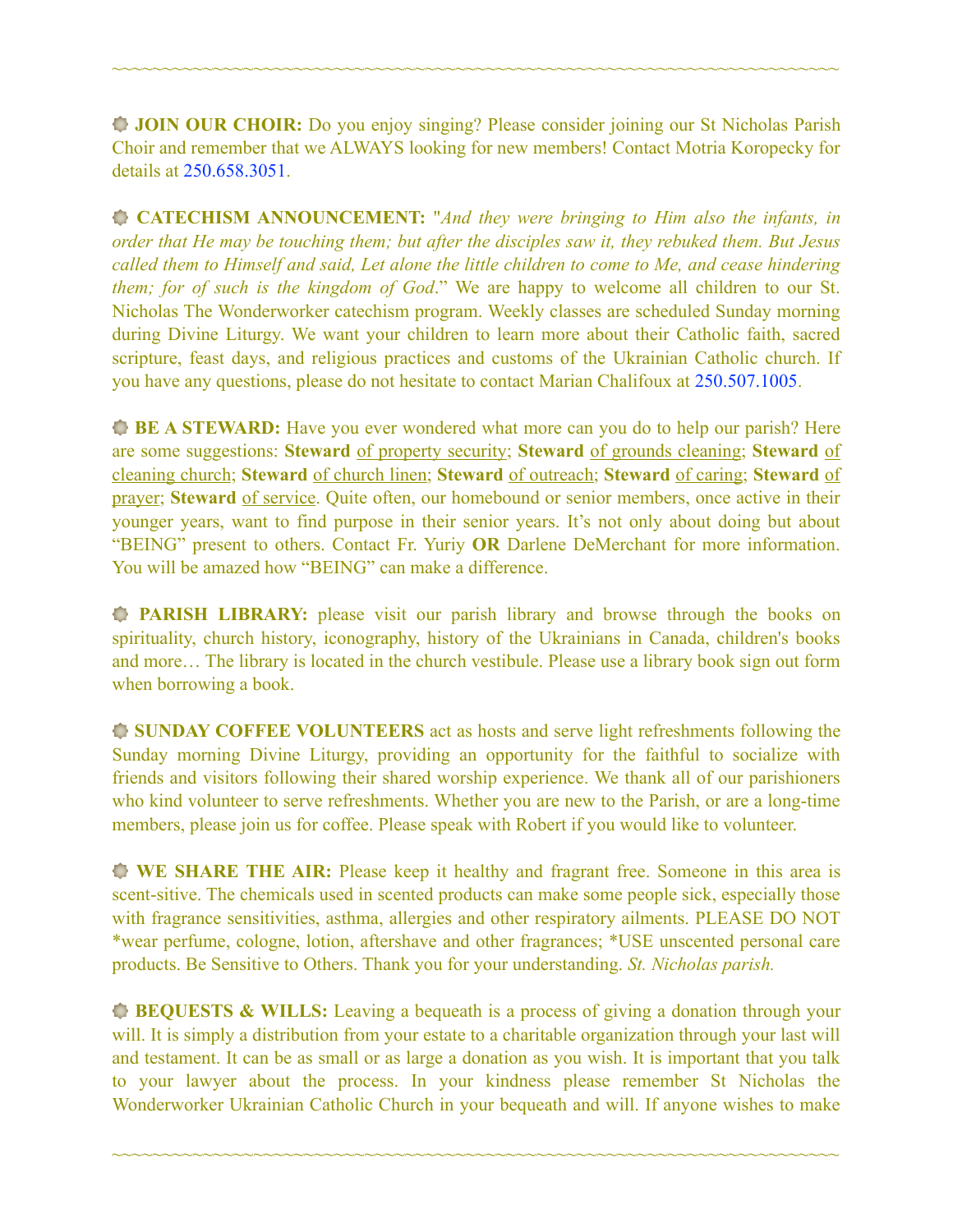**JOIN OUR CHOIR:** Do you enjoy singing? Please consider joining our St Nicholas Parish Choir and remember that we ALWAYS looking for new members! Contact Motria Koropecky for details at 250.658.3051.

**CATECHISM ANNOUNCEMENT:** "*And they were bringing to Him also the infants, in order that He may be touching them; but after the disciples saw it, they rebuked them. But Jesus called them to Himself and said, Let alone the little children to come to Me, and cease hindering them; for of such is the kingdom of God*." We are happy to welcome all children to our St. Nicholas The Wonderworker catechism program. Weekly classes are scheduled Sunday morning during Divine Liturgy. We want your children to learn more about their Catholic faith, sacred scripture, feast days, and religious practices and customs of the Ukrainian Catholic church. If you have any questions, please do not hesitate to contact Marian Chalifoux at 250.507.1005.

**BE A STEWARD:** Have you ever wondered what more can you do to help our parish? Here are some suggestions: **Steward** of property security; **Steward** of grounds cleaning; **Steward** of cleaning church; **Steward** of church linen; **Steward** of outreach; **Steward** of caring; **Steward** of prayer; **Steward** of service. Quite often, our homebound or senior members, once active in their younger years, want to find purpose in their senior years. It's not only about doing but about "BEING" present to others. Contact Fr. Yuriy **OR** Darlene DeMerchant for more information. You will be amazed how "BEING" can make a difference.

**PARISH LIBRARY:** please visit our parish library and browse through the books on spirituality, church history, iconography, history of the Ukrainians in Canada, children's books and more… The library is located in the church vestibule. Please use a library book sign out form when borrowing a book.

**SUNDAY COFFEE VOLUNTEERS** act as hosts and serve light refreshments following the Sunday morning Divine Liturgy, providing an opportunity for the faithful to socialize with friends and visitors following their shared worship experience. We thank all of our parishioners who kind volunteer to serve refreshments. Whether you are new to the Parish, or are a long-time members, please join us for coffee. Please speak with Robert if you would like to volunteer.

**WE SHARE THE AIR:** Please keep it healthy and fragrant free. Someone in this area is scent-sitive. The chemicals used in scented products can make some people sick, especially those with fragrance sensitivities, asthma, allergies and other respiratory ailments. PLEASE DO NOT *wear perfume, cologne, lotion, aftershave and other fragrances; *USE unscented personal care products. Be Sensitive to Others. Thank you for your understanding. *St. Nicholas parish.*

**BEQUESTS & WILLS:** Leaving a bequeath is a process of giving a donation through your will. It is simply a distribution from your estate to a charitable organization through your last will and testament. It can be as small or as large a donation as you wish. It is important that you talk to your lawyer about the process. In your kindness please remember St Nicholas the Wonderworker Ukrainian Catholic Church in your bequeath and will. If anyone wishes to make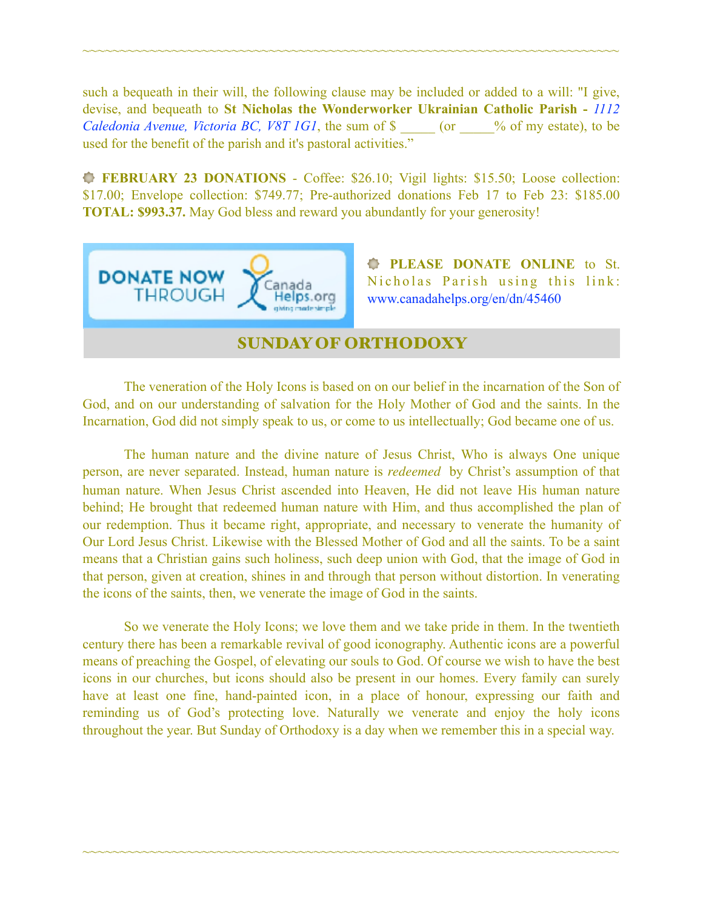such a bequeath in their will, the following clause may be included or added to a will: "I give, devise, and bequeath to **St Nicholas the Wonderworker Ukrainian Catholic Parish -** *1112 Caledonia Avenue, Victoria BC, V8T 1G1*, the sum of $ _____ (or _____% of my estate), to be used for the benefit of the parish and it's pastoral activities."

**FEBRUARY 23 DONATIONS** - Coffee: $26.10; Vigil lights: $15.50; Loose collection: $17.00; Envelope collection: $749.77; Pre-authorized donations Feb 17 to Feb 23: $185.00 **TOTAL: $993.37.** May God bless and reward you abundantly for your generosity!

DONATE NOW THROUGH CanadaHelps.org

**PLEASE DONATE ONLINE** to St. Nicholas Parish using this link: www.canadahelps.org/en/dn/45460

## SUNDAY OF ORTHODOXY

The veneration of the Holy Icons is based on on our belief in the incarnation of the Son of God, and on our understanding of salvation for the Holy Mother of God and the saints. In the Incarnation, God did not simply speak to us, or come to us intellectually; God became one of us.

The human nature and the divine nature of Jesus Christ, Who is always One unique person, are never separated. Instead, human nature is *redeemed* by Christ's assumption of that human nature. When Jesus Christ ascended into Heaven, He did not leave His human nature behind; He brought that redeemed human nature with Him, and thus accomplished the plan of our redemption. Thus it became right, appropriate, and necessary to venerate the humanity of Our Lord Jesus Christ. Likewise with the Blessed Mother of God and all the saints. To be a saint means that a Christian gains such holiness, such deep union with God, that the image of God in that person, given at creation, shines in and through that person without distortion. In venerating the icons of the saints, then, we venerate the image of God in the saints.

So we venerate the Holy Icons; we love them and we take pride in them. In the twentieth century there has been a remarkable revival of good iconography. Authentic icons are a powerful means of preaching the Gospel, of elevating our souls to God. Of course we wish to have the best icons in our churches, but icons should also be present in our homes. Every family can surely have at least one fine, hand-painted icon, in a place of honour, expressing our faith and reminding us of God's protecting love. Naturally we venerate and enjoy the holy icons throughout the year. But Sunday of Orthodoxy is a day when we remember this in a special way.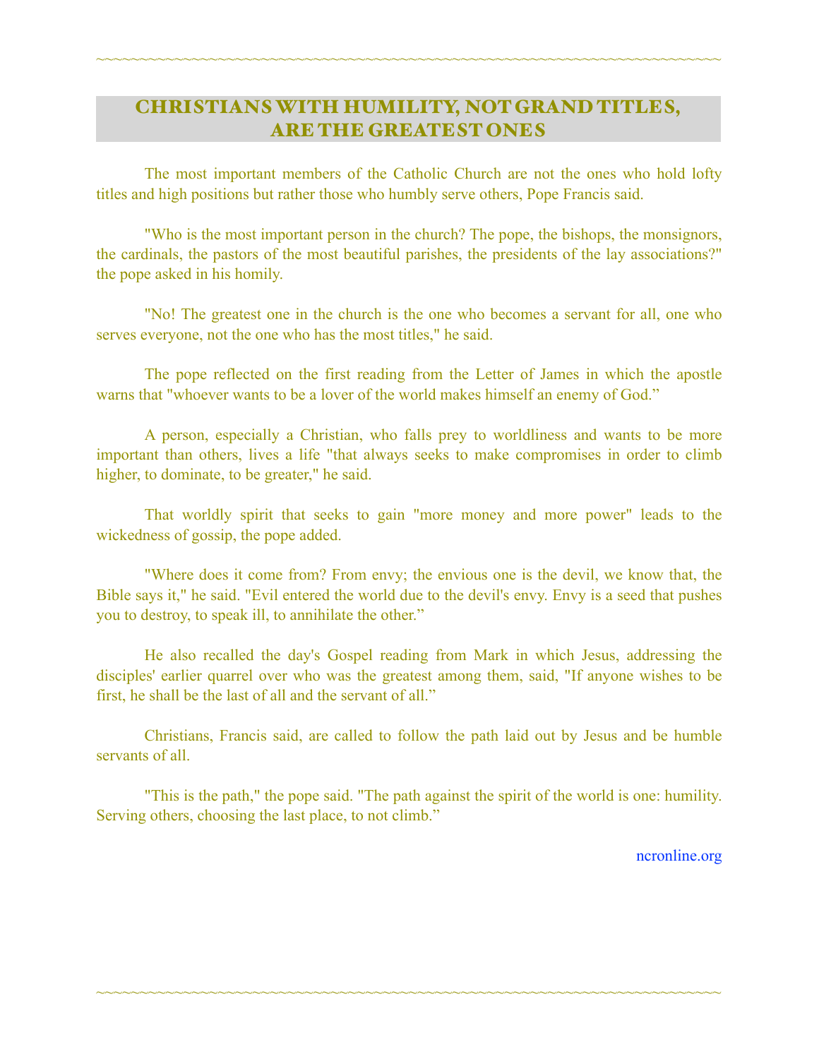# CHRISTIANS WITH HUMILITY, NOT GRAND TITLES, ARE THE GREATEST ONES

The most important members of the Catholic Church are not the ones who hold lofty titles and high positions but rather those who humbly serve others, Pope Francis said.

"Who is the most important person in the church? The pope, the bishops, the monsignors, the cardinals, the pastors of the most beautiful parishes, the presidents of the lay associations?" the pope asked in his homily.

"No! The greatest one in the church is the one who becomes a servant for all, one who serves everyone, not the one who has the most titles," he said.

The pope reflected on the first reading from the Letter of James in which the apostle warns that "whoever wants to be a lover of the world makes himself an enemy of God."

A person, especially a Christian, who falls prey to worldliness and wants to be more important than others, lives a life "that always seeks to make compromises in order to climb higher, to dominate, to be greater," he said.

That worldly spirit that seeks to gain "more money and more power" leads to the wickedness of gossip, the pope added.

"Where does it come from? From envy; the envious one is the devil, we know that, the Bible says it," he said. "Evil entered the world due to the devil's envy. Envy is a seed that pushes you to destroy, to speak ill, to annihilate the other."

He also recalled the day's Gospel reading from Mark in which Jesus, addressing the disciples' earlier quarrel over who was the greatest among them, said, "If anyone wishes to be first, he shall be the last of all and the servant of all."

Christians, Francis said, are called to follow the path laid out by Jesus and be humble servants of all.

"This is the path," the pope said. "The path against the spirit of the world is one: humility. Serving others, choosing the last place, to not climb."

ncronline.org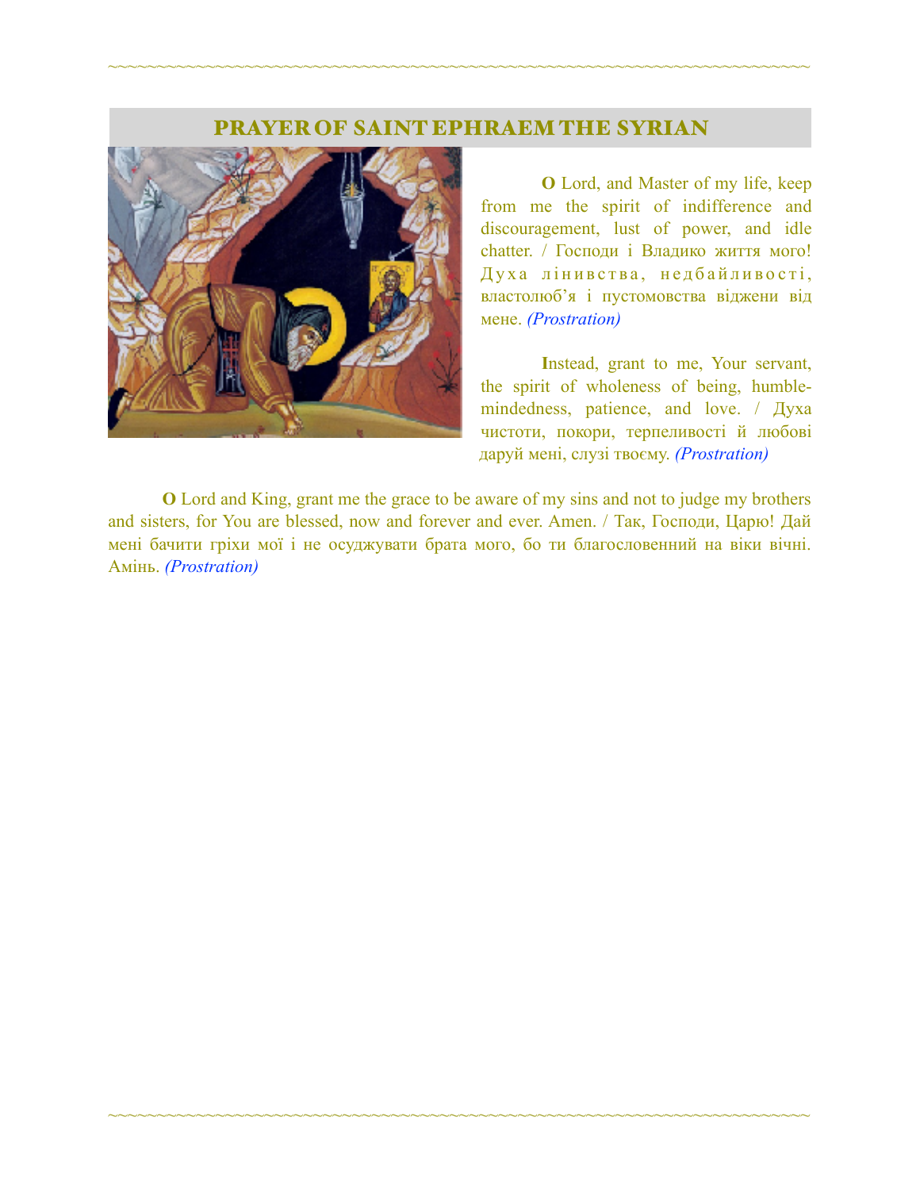## PRAYER OF SAINT EPHRAEM THE SYRIAN

**O** Lord, and Master of my life, keep from me the spirit of indifference and discouragement, lust of power, and idle chatter. / Господи і Владико життя мого! Духа лінивства, недбайливості, властолюб'я і пустомовства віджени від мене. *(Prostration)*

**I**nstead, grant to me, Your servant, the spirit of wholeness of being, humble-mindedness, patience, and love. / Духа чистоти, покори, терпеливості й любові даруй мені, слузі твоєму. *(Prostration)*

**O** Lord and King, grant me the grace to be aware of my sins and not to judge my brothers and sisters, for You are blessed, now and forever and ever. Amen. / Так, Господи, Царю! Дай мені бачити гріхи мої і не осуджувати брата мого, бо ти благословенний на віки вічні. Амінь. *(Prostration)*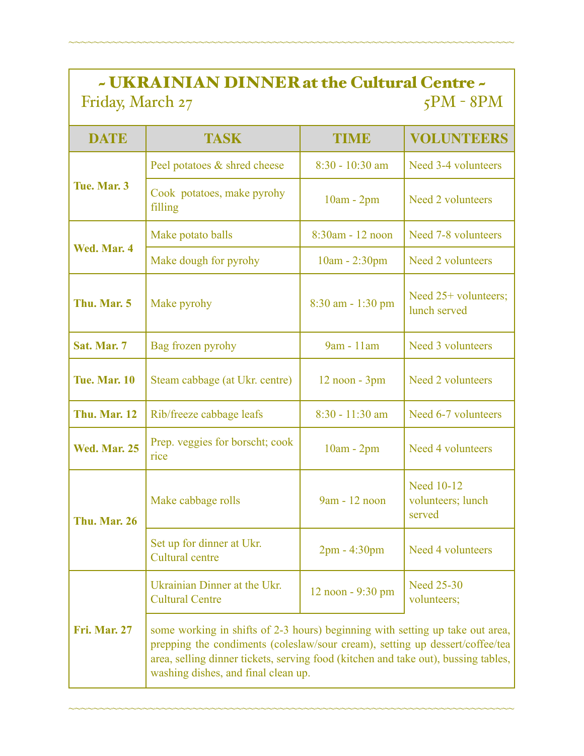# ~ UKRAINIAN DINNER at the Cultural Centre ~

Friday, March 27 5PM - 8PM

| DATE | TASK | TIME | VOLUNTEERS |
| --- | --- | --- | --- |
| Tue. Mar. 3 | Peel potatoes & shred cheese | 8:30 - 10:30 am | Need 3-4 volunteers |
| | Cook potatoes, make pyrohy filling | 10am - 2pm | Need 2 volunteers |
| Wed. Mar. 4 | Make potato balls | 8:30am - 12 noon | Need 7-8 volunteers |
| | Make dough for pyrohy | 10am - 2:30pm | Need 2 volunteers |
| Thu. Mar. 5 | Make pyrohy | 8:30 am - 1:30 pm | Need 25+ volunteers; lunch served |
| Sat. Mar. 7 | Bag frozen pyrohy | 9am - 11am | Need 3 volunteers |
| Tue. Mar. 10 | Steam cabbage (at Ukr. centre) | 12 noon - 3pm | Need 2 volunteers |
| Thu. Mar. 12 | Rib/freeze cabbage leafs | 8:30 - 11:30 am | Need 6-7 volunteers |
| Wed. Mar. 25 | Prep. veggies for borscht; cook rice | 10am - 2pm | Need 4 volunteers |
| Thu. Mar. 26 | Make cabbage rolls | 9am - 12 noon | Need 10-12 volunteers; lunch served |
| | Set up for dinner at Ukr. Cultural centre | 2pm - 4:30pm | Need 4 volunteers |
| Fri. Mar. 27 | Ukrainian Dinner at the Ukr. Cultural Centre | 12 noon - 9:30 pm | Need 25-30 volunteers; |
| | some working in shifts of 2-3 hours) beginning with setting up take out area, prepping the condiments (coleslaw/sour cream), setting up dessert/coffee/tea area, selling dinner tickets, serving food (kitchen and take out), bussing tables, washing dishes, and final clean up. | | |